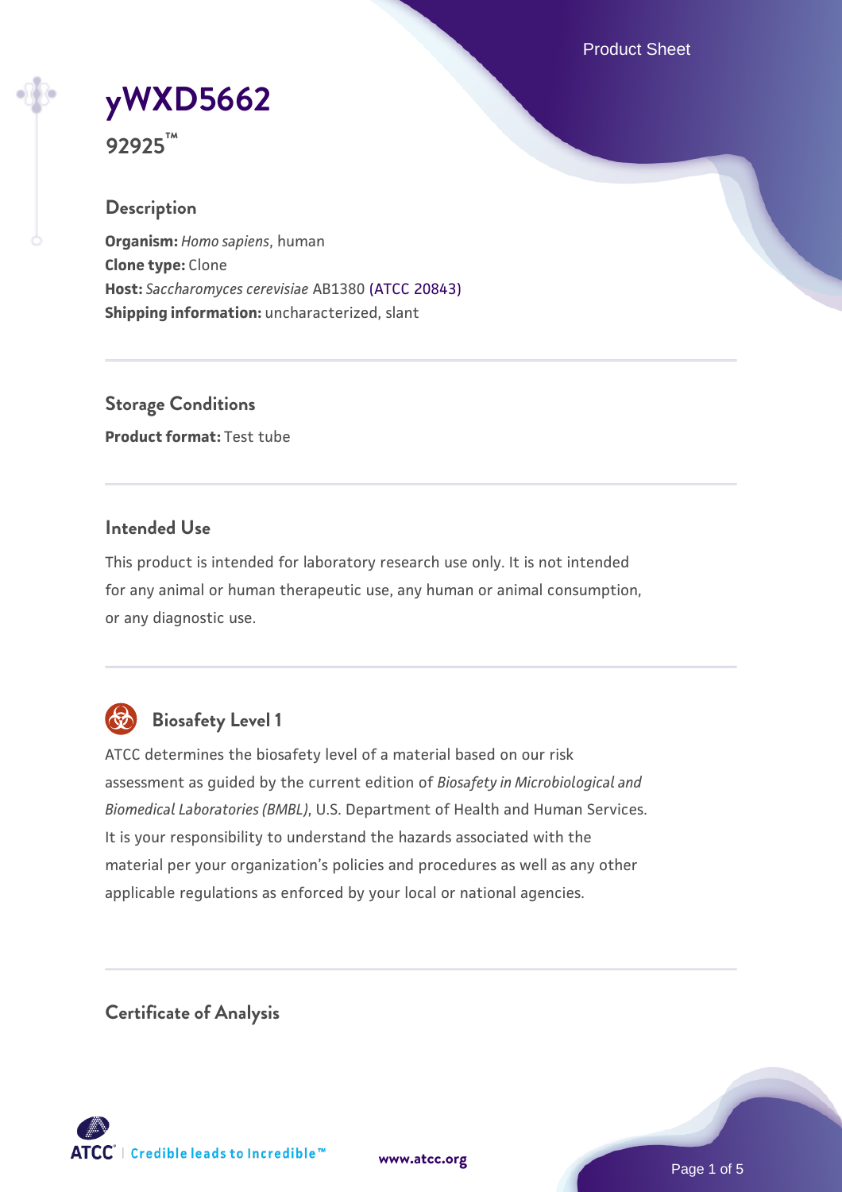# yWXD5662

**92925™**

## Description

**Organism:** *Homo sapiens*, human
**Clone type:** Clone
**Host:** *Saccharomyces cerevisiae* AB1380 (ATCC 20843)
**Shipping information:** uncharacterized, slant

## Storage Conditions

**Product format:** Test tube

## Intended Use

This product is intended for laboratory research use only. It is not intended for any animal or human therapeutic use, any human or animal consumption, or any diagnostic use.

## Biosafety Level 1

ATCC determines the biosafety level of a material based on our risk assessment as guided by the current edition of *Biosafety in Microbiological and Biomedical Laboratories (BMBL)*, U.S. Department of Health and Human Services. It is your responsibility to understand the hazards associated with the material per your organization's policies and procedures as well as any other applicable regulations as enforced by your local or national agencies.

## Certificate of Analysis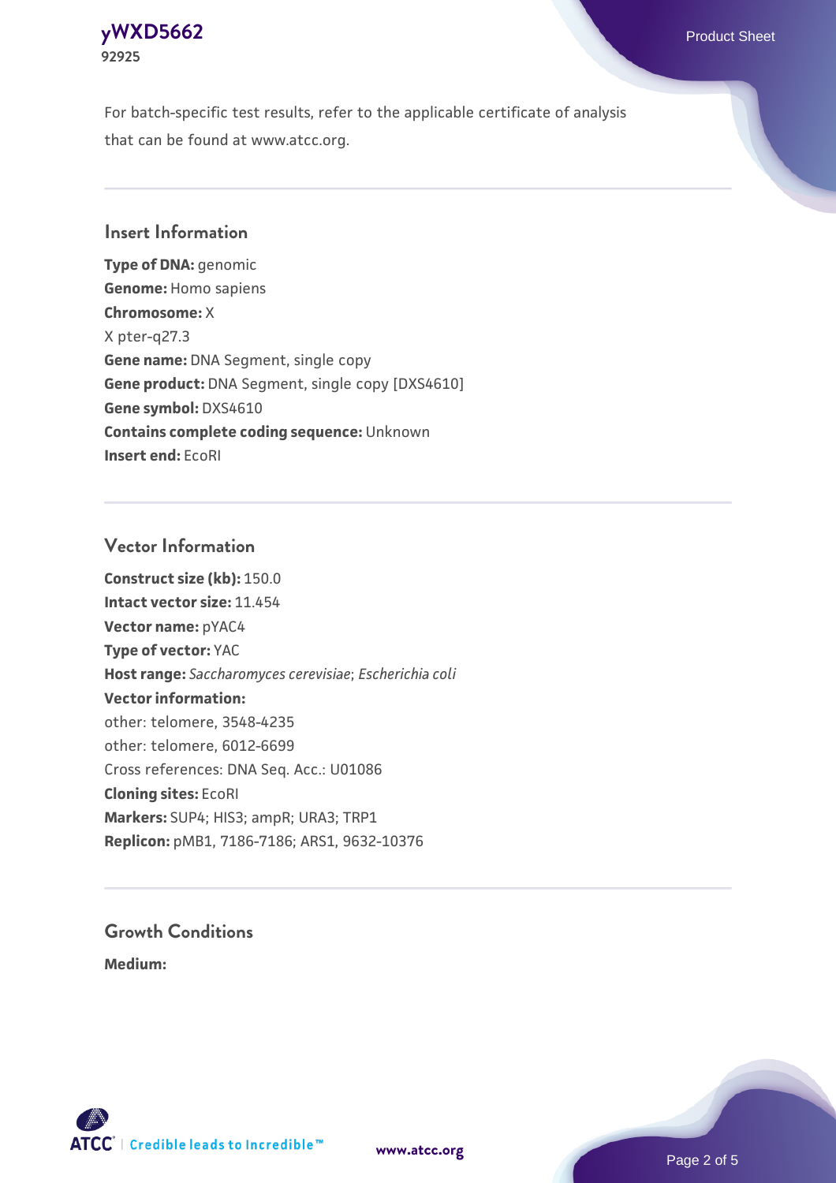For batch-specific test results, refer to the applicable certificate of analysis that can be found at www.atcc.org.

## Insert Information

**Type of DNA:** genomic
**Genome:** Homo sapiens
**Chromosome:** X
X pter-q27.3
**Gene name:** DNA Segment, single copy
**Gene product:** DNA Segment, single copy [DXS4610]
**Gene symbol:** DXS4610
**Contains complete coding sequence:** Unknown
**Insert end:** EcoRI

## Vector Information

**Construct size (kb):** 150.0
**Intact vector size:** 11.454
**Vector name:** pYAC4
**Type of vector:** YAC
**Host range:** *Saccharomyces cerevisiae*; *Escherichia coli*
**Vector information:**
other: telomere, 3548-4235
other: telomere, 6012-6699
Cross references: DNA Seq. Acc.: U01086
**Cloning sites:** EcoRI
**Markers:** SUP4; HIS3; ampR; URA3; TRP1
**Replicon:** pMB1, 7186-7186; ARS1, 9632-10376

## Growth Conditions

**Medium:**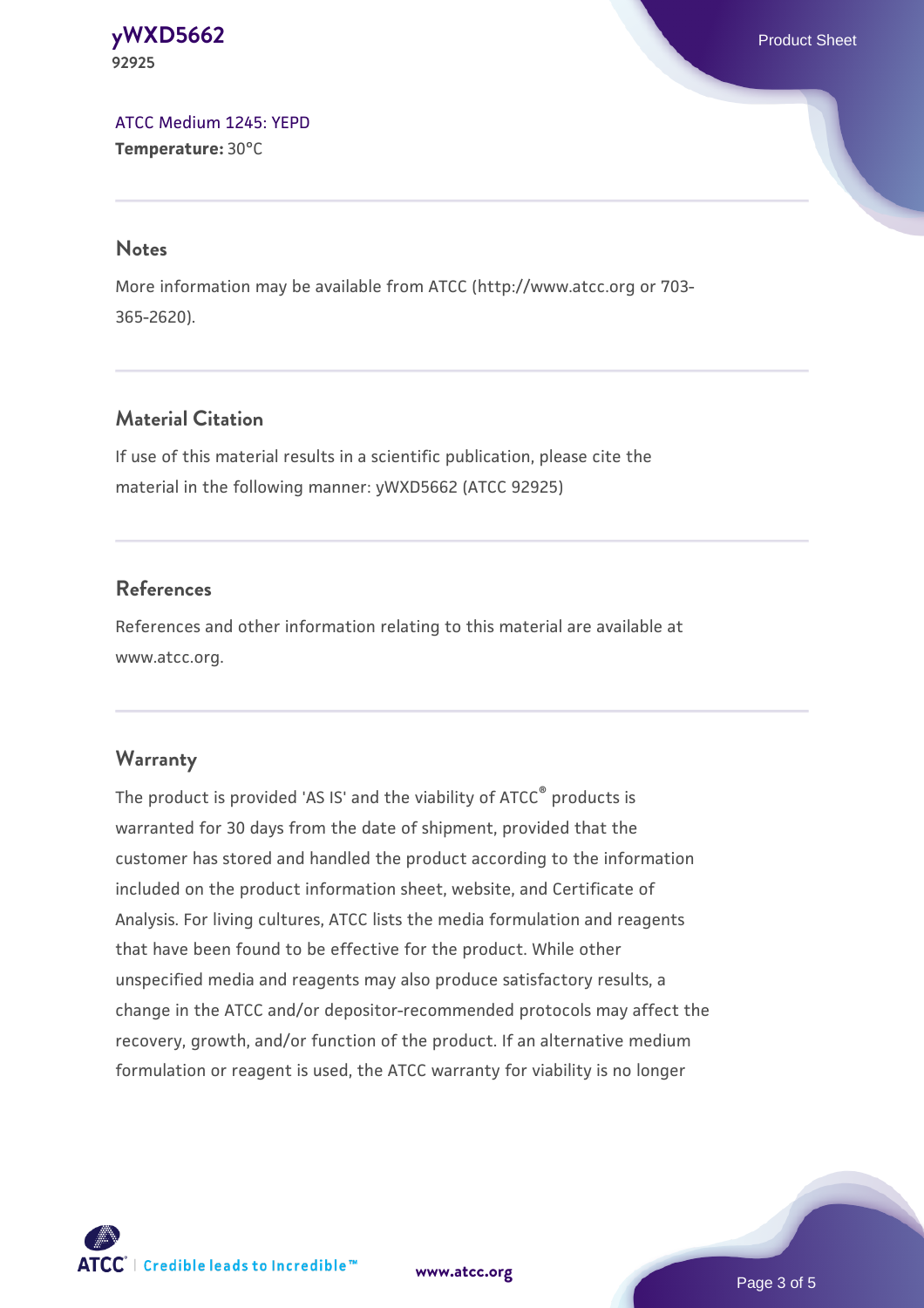ATCC Medium 1245: YEPD
**Temperature:** 30°C

## Notes

More information may be available from ATCC (http://www.atcc.org or 703-365-2620).

## Material Citation

If use of this material results in a scientific publication, please cite the material in the following manner: yWXD5662 (ATCC 92925)

## References

References and other information relating to this material are available at www.atcc.org.

## Warranty

The product is provided 'AS IS' and the viability of ATCC® products is warranted for 30 days from the date of shipment, provided that the customer has stored and handled the product according to the information included on the product information sheet, website, and Certificate of Analysis. For living cultures, ATCC lists the media formulation and reagents that have been found to be effective for the product. While other unspecified media and reagents may also produce satisfactory results, a change in the ATCC and/or depositor-recommended protocols may affect the recovery, growth, and/or function of the product. If an alternative medium formulation or reagent is used, the ATCC warranty for viability is no longer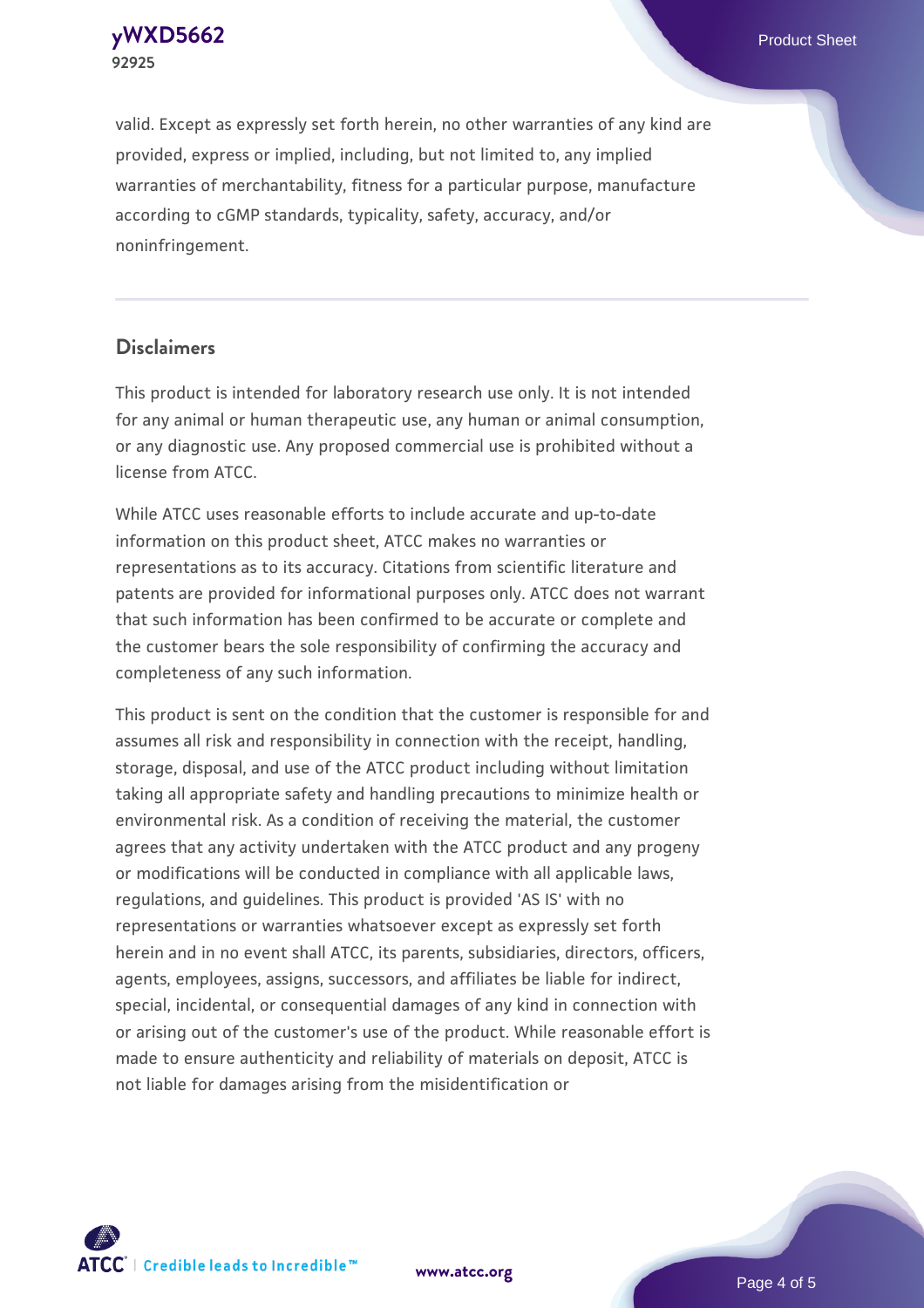valid. Except as expressly set forth herein, no other warranties of any kind are provided, express or implied, including, but not limited to, any implied warranties of merchantability, fitness for a particular purpose, manufacture according to cGMP standards, typicality, safety, accuracy, and/or noninfringement.

## Disclaimers

This product is intended for laboratory research use only. It is not intended for any animal or human therapeutic use, any human or animal consumption, or any diagnostic use. Any proposed commercial use is prohibited without a license from ATCC.

While ATCC uses reasonable efforts to include accurate and up-to-date information on this product sheet, ATCC makes no warranties or representations as to its accuracy. Citations from scientific literature and patents are provided for informational purposes only. ATCC does not warrant that such information has been confirmed to be accurate or complete and the customer bears the sole responsibility of confirming the accuracy and completeness of any such information.

This product is sent on the condition that the customer is responsible for and assumes all risk and responsibility in connection with the receipt, handling, storage, disposal, and use of the ATCC product including without limitation taking all appropriate safety and handling precautions to minimize health or environmental risk. As a condition of receiving the material, the customer agrees that any activity undertaken with the ATCC product and any progeny or modifications will be conducted in compliance with all applicable laws, regulations, and guidelines. This product is provided 'AS IS' with no representations or warranties whatsoever except as expressly set forth herein and in no event shall ATCC, its parents, subsidiaries, directors, officers, agents, employees, assigns, successors, and affiliates be liable for indirect, special, incidental, or consequential damages of any kind in connection with or arising out of the customer's use of the product. While reasonable effort is made to ensure authenticity and reliability of materials on deposit, ATCC is not liable for damages arising from the misidentification or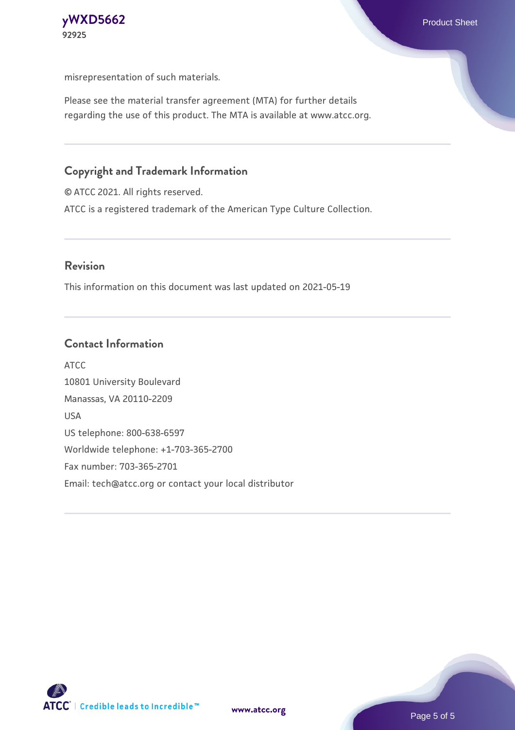misrepresentation of such materials.

Please see the material transfer agreement (MTA) for further details regarding the use of this product. The MTA is available at www.atcc.org.

## Copyright and Trademark Information

© ATCC 2021. All rights reserved.

ATCC is a registered trademark of the American Type Culture Collection.

## Revision

This information on this document was last updated on 2021-05-19

## Contact Information

ATCC
10801 University Boulevard
Manassas, VA 20110-2209
USA
US telephone: 800-638-6597
Worldwide telephone: +1-703-365-2700
Fax number: 703-365-2701
Email: tech@atcc.org or contact your local distributor